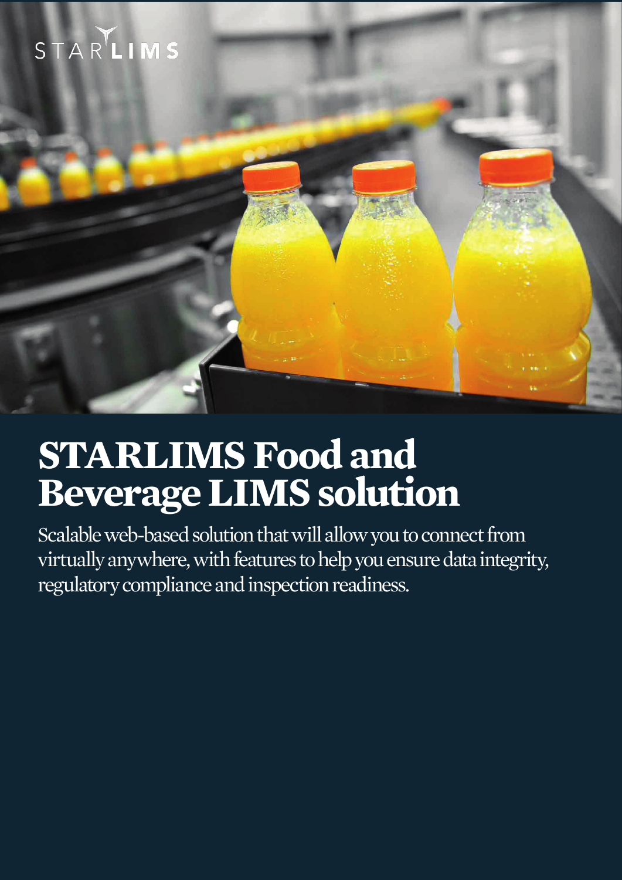STARLIMS

# STARLIMS Food and Beverage LIMS solution

Scalable web-based solution that will allow you to connect from virtually anywhere, with features to help you ensure data integrity, regulatory compliance and inspection readiness.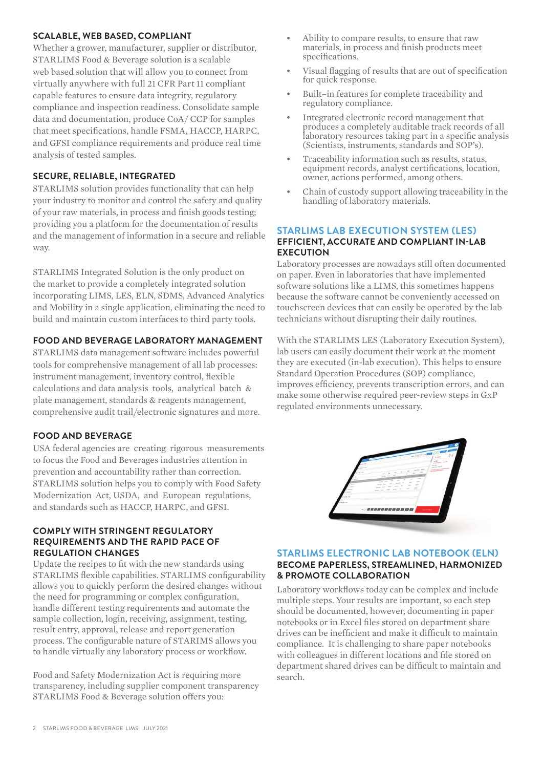## SCALABLE, WEB BASED, COMPLIANT

Whether a grower, manufacturer, supplier or distributor, STARLIMS Food & Beverage solution is a scalable web based solution that will allow you to connect from virtually anywhere with full 21 CFR Part 11 compliant capable features to ensure data integrity, regulatory compliance and inspection readiness. Consolidate sample data and documentation, produce CoA/ CCP for samples that meet specifications, handle FSMA, HACCP, HARPC, and GFSI compliance requirements and produce real time analysis of tested samples.

## SECURE, RELIABLE, INTEGRATED

STARLIMS solution provides functionality that can help your industry to monitor and control the safety and quality of your raw materials, in process and finish goods testing; providing you a platform for the documentation of results and the management of information in a secure and reliable way.

STARLIMS Integrated Solution is the only product on the market to provide a completely integrated solution incorporating LIMS, LES, ELN, SDMS, Advanced Analytics and Mobility in a single application, eliminating the need to build and maintain custom interfaces to third party tools.

## FOOD AND BEVERAGE LABORATORY MANAGEMENT

STARLIMS data management software includes powerful tools for comprehensive management of all lab processes: instrument management, inventory control, flexible calculations and data analysis tools, analytical batch & plate management, standards & reagents management, comprehensive audit trail/electronic signatures and more.

## FOOD AND BEVERAGE

USA federal agencies are creating rigorous measurements to focus the Food and Beverages industries attention in prevention and accountability rather than correction. STARLIMS solution helps you to comply with Food Safety Modernization Act, USDA, and European regulations, and standards such as HACCP, HARPC, and GFSI.

## COMPLY WITH STRINGENT REGULATORY REQUIREMENTS AND THE RAPID PACE OF REGULATION CHANGES

Update the recipes to fit with the new standards using STARLIMS flexible capabilities. STARLIMS configurability allows you to quickly perform the desired changes without the need for programming or complex configuration, handle different testing requirements and automate the sample collection, login, receiving, assignment, testing, result entry, approval, release and report generation process. The configurable nature of STARIMS allows you to handle virtually any laboratory process or workflow.

Food and Safety Modernization Act is requiring more transparency, including supplier component transparency STARLIMS Food & Beverage solution offers you:

- Ability to compare results, to ensure that raw materials, in process and finish products meet specifications.
- Visual flagging of results that are out of specification for quick response.
- Built–in features for complete traceability and regulatory compliance.
- Integrated electronic record management that produces a completely auditable track records of all laboratory resources taking part in a specific analysis (Scientists, instruments, standards and SOP's).
- Traceability information such as results, status, equipment records, analyst certifications, location, owner, actions performed, among others.
- Chain of custody support allowing traceability in the handling of laboratory materials.

## STARLIMS LAB EXECUTION SYSTEM (LES)

### EFFICIENT, ACCURATE AND COMPLIANT IN-LAB EXECUTION

Laboratory processes are nowadays still often documented on paper. Even in laboratories that have implemented software solutions like a LIMS, this sometimes happens because the software cannot be conveniently accessed on touchscreen devices that can easily be operated by the lab technicians without disrupting their daily routines.

With the STARLIMS LES (Laboratory Execution System), lab users can easily document their work at the moment they are executed (in-lab execution). This helps to ensure Standard Operation Procedures (SOP) compliance, improves efficiency, prevents transcription errors, and can make some otherwise required peer-review steps in GxP regulated environments unnecessary.

## STARLIMS ELECTRONIC LAB NOTEBOOK (ELN)

### BECOME PAPERLESS, STREAMLINED, HARMONIZED & PROMOTE COLLABORATION

Laboratory workflows today can be complex and include multiple steps. Your results are important, so each step should be documented, however, documenting in paper notebooks or in Excel files stored on department share drives can be inefficient and make it difficult to maintain compliance. It is challenging to share paper notebooks with colleagues in different locations and file stored on department shared drives can be difficult to maintain and search.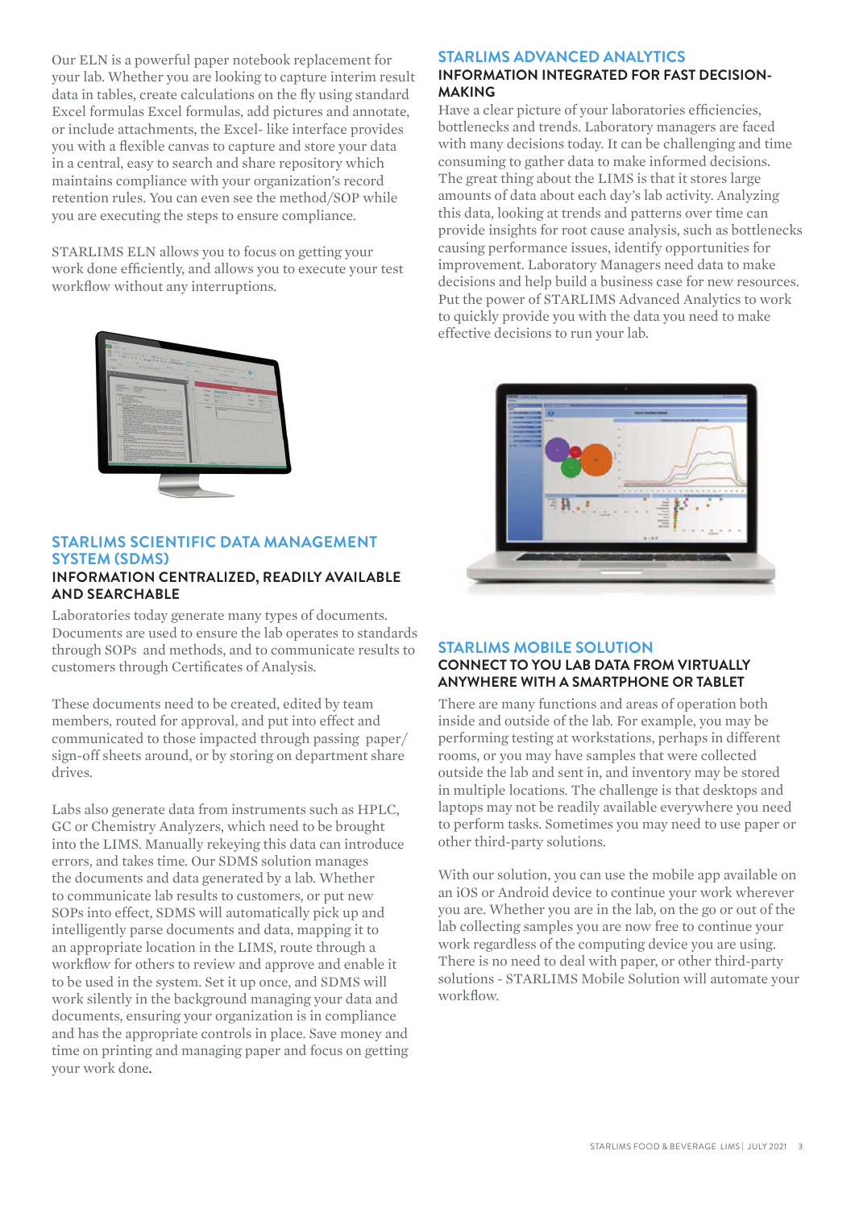Our ELN is a powerful paper notebook replacement for your lab. Whether you are looking to capture interim result data in tables, create calculations on the fly using standard Excel formulas Excel formulas, add pictures and annotate, or include attachments, the Excel- like interface provides you with a flexible canvas to capture and store your data in a central, easy to search and share repository which maintains compliance with your organization's record retention rules. You can even see the method/SOP while you are executing the steps to ensure compliance.

STARLIMS ELN allows you to focus on getting your work done efficiently, and allows you to execute your test workflow without any interruptions.

## STARLIMS SCIENTIFIC DATA MANAGEMENT SYSTEM (SDMS)

### INFORMATION CENTRALIZED, READILY AVAILABLE AND SEARCHABLE

Laboratories today generate many types of documents. Documents are used to ensure the lab operates to standards through SOPs and methods, and to communicate results to customers through Certificates of Analysis.

These documents need to be created, edited by team members, routed for approval, and put into effect and communicated to those impacted through passing paper/ sign-off sheets around, or by storing on department share drives.

Labs also generate data from instruments such as HPLC, GC or Chemistry Analyzers, which need to be brought into the LIMS. Manually rekeying this data can introduce errors, and takes time. Our SDMS solution manages the documents and data generated by a lab. Whether to communicate lab results to customers, or put new SOPs into effect, SDMS will automatically pick up and intelligently parse documents and data, mapping it to an appropriate location in the LIMS, route through a workflow for others to review and approve and enable it to be used in the system. Set it up once, and SDMS will work silently in the background managing your data and documents, ensuring your organization is in compliance and has the appropriate controls in place. Save money and time on printing and managing paper and focus on getting your work done.

## STARLIMS ADVANCED ANALYTICS

### INFORMATION INTEGRATED FOR FAST DECISION-MAKING

Have a clear picture of your laboratories efficiencies, bottlenecks and trends. Laboratory managers are faced with many decisions today. It can be challenging and time consuming to gather data to make informed decisions. The great thing about the LIMS is that it stores large amounts of data about each day's lab activity. Analyzing this data, looking at trends and patterns over time can provide insights for root cause analysis, such as bottlenecks causing performance issues, identify opportunities for improvement. Laboratory Managers need data to make decisions and help build a business case for new resources. Put the power of STARLIMS Advanced Analytics to work to quickly provide you with the data you need to make effective decisions to run your lab.

## STARLIMS MOBILE SOLUTION

### CONNECT TO YOU LAB DATA FROM VIRTUALLY ANYWHERE WITH A SMARTPHONE OR TABLET

There are many functions and areas of operation both inside and outside of the lab. For example, you may be performing testing at workstations, perhaps in different rooms, or you may have samples that were collected outside the lab and sent in, and inventory may be stored in multiple locations. The challenge is that desktops and laptops may not be readily available everywhere you need to perform tasks. Sometimes you may need to use paper or other third-party solutions.

With our solution, you can use the mobile app available on an iOS or Android device to continue your work wherever you are. Whether you are in the lab, on the go or out of the lab collecting samples you are now free to continue your work regardless of the computing device you are using. There is no need to deal with paper, or other third-party solutions - STARLIMS Mobile Solution will automate your workflow.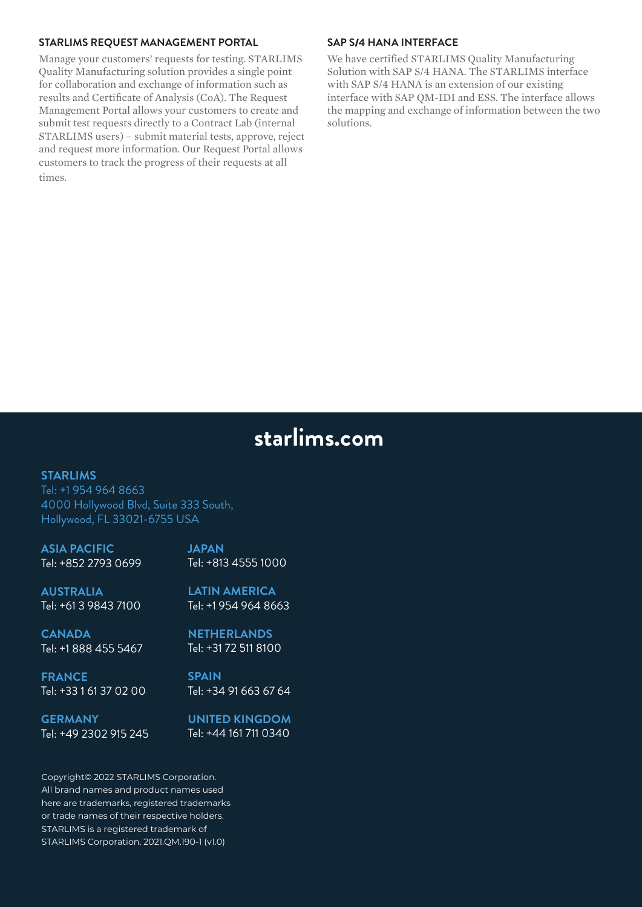### STARLIMS REQUEST MANAGEMENT PORTAL

Manage your customers' requests for testing. STARLIMS Quality Manufacturing solution provides a single point for collaboration and exchange of information such as results and Certificate of Analysis (CoA). The Request Management Portal allows your customers to create and submit test requests directly to a Contract Lab (internal STARLIMS users) – submit material tests, approve, reject and request more information. Our Request Portal allows customers to track the progress of their requests at all times.

### SAP S/4 HANA INTERFACE

We have certified STARLIMS Quality Manufacturing Solution with SAP S/4 HANA. The STARLIMS interface with SAP S/4 HANA is an extension of our existing interface with SAP QM-IDI and ESS. The interface allows the mapping and exchange of information between the two solutions.

## starlims.com

**STARLIMS**
Tel: +1 954 964 8663
4000 Hollywood Blvd, Suite 333 South,
Hollywood, FL 33021-6755 USA

**ASIA PACIFIC**
Tel: +852 2793 0699

**AUSTRALIA**
Tel: +61 3 9843 7100

**CANADA**
Tel: +1 888 455 5467

**FRANCE**
Tel: +33 1 61 37 02 00

**GERMANY**
Tel: +49 2302 915 245

**JAPAN**
Tel: +813 4555 1000

**LATIN AMERICA**
Tel: +1 954 964 8663

**NETHERLANDS**
Tel: +31 72 511 8100

**SPAIN**
Tel: +34 91 663 67 64

**UNITED KINGDOM**
Tel: +44 161 711 0340

Copyright© 2022 STARLIMS Corporation. All brand names and product names used here are trademarks, registered trademarks or trade names of their respective holders. STARLIMS is a registered trademark of STARLIMS Corporation. 2021.QM.190-1 (v1.0)